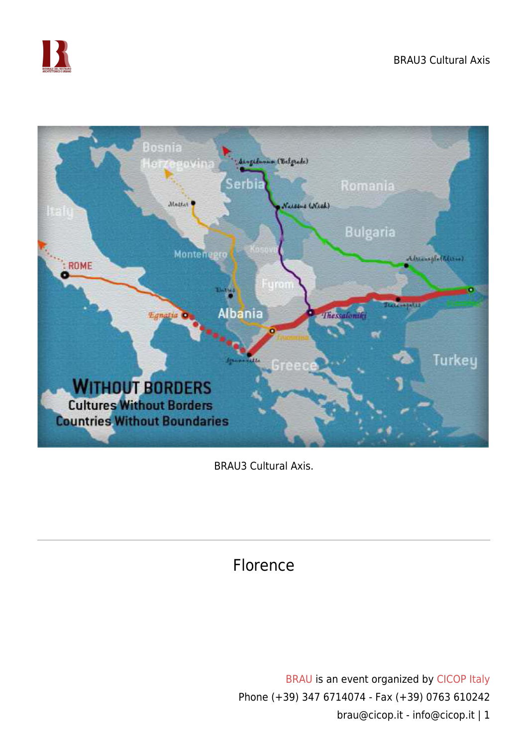BRAU3 Cultural Axis.

## Florence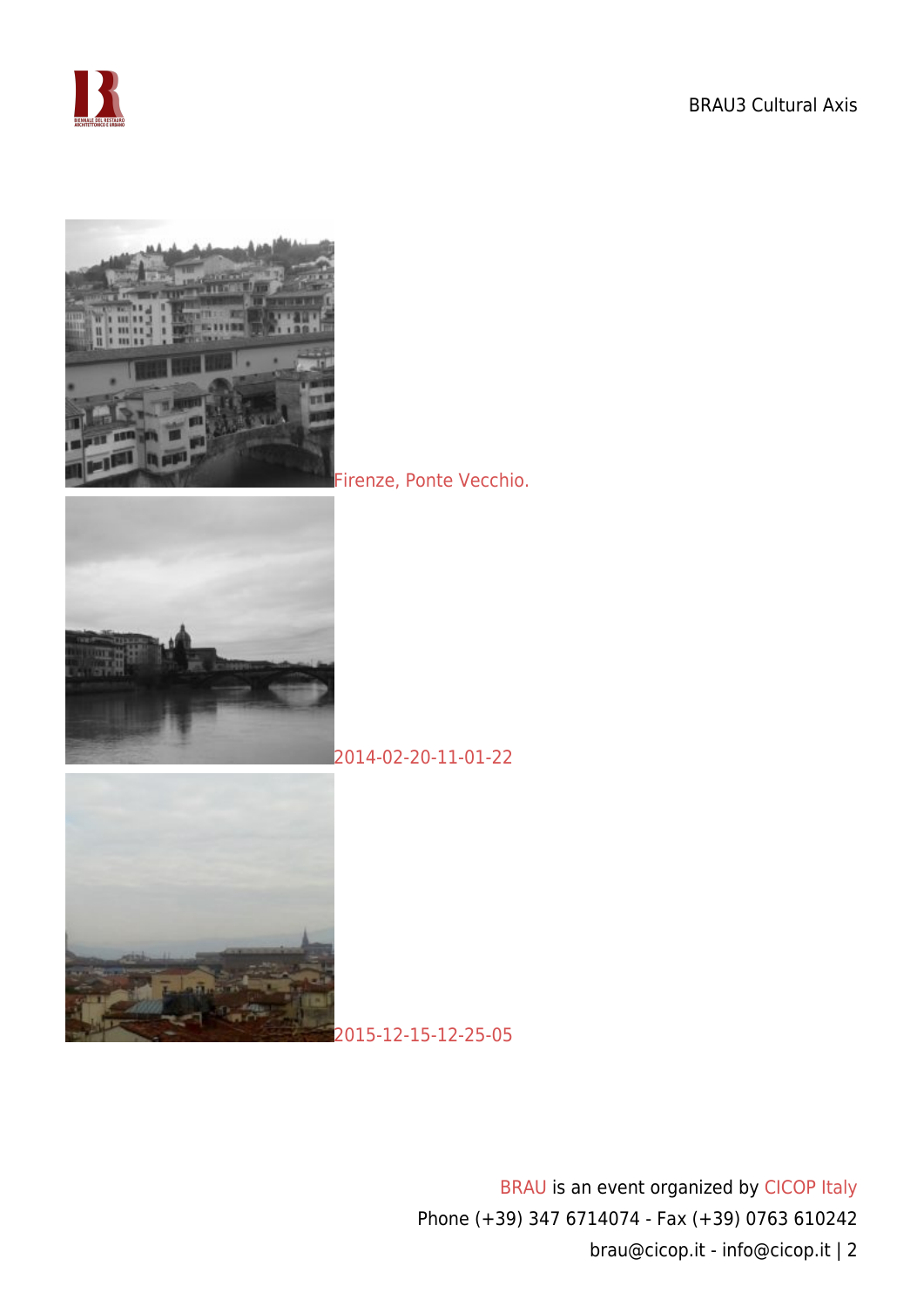Firenze, Ponte Vecchio.

2014-02-20-11-01-22

2015-12-15-12-25-05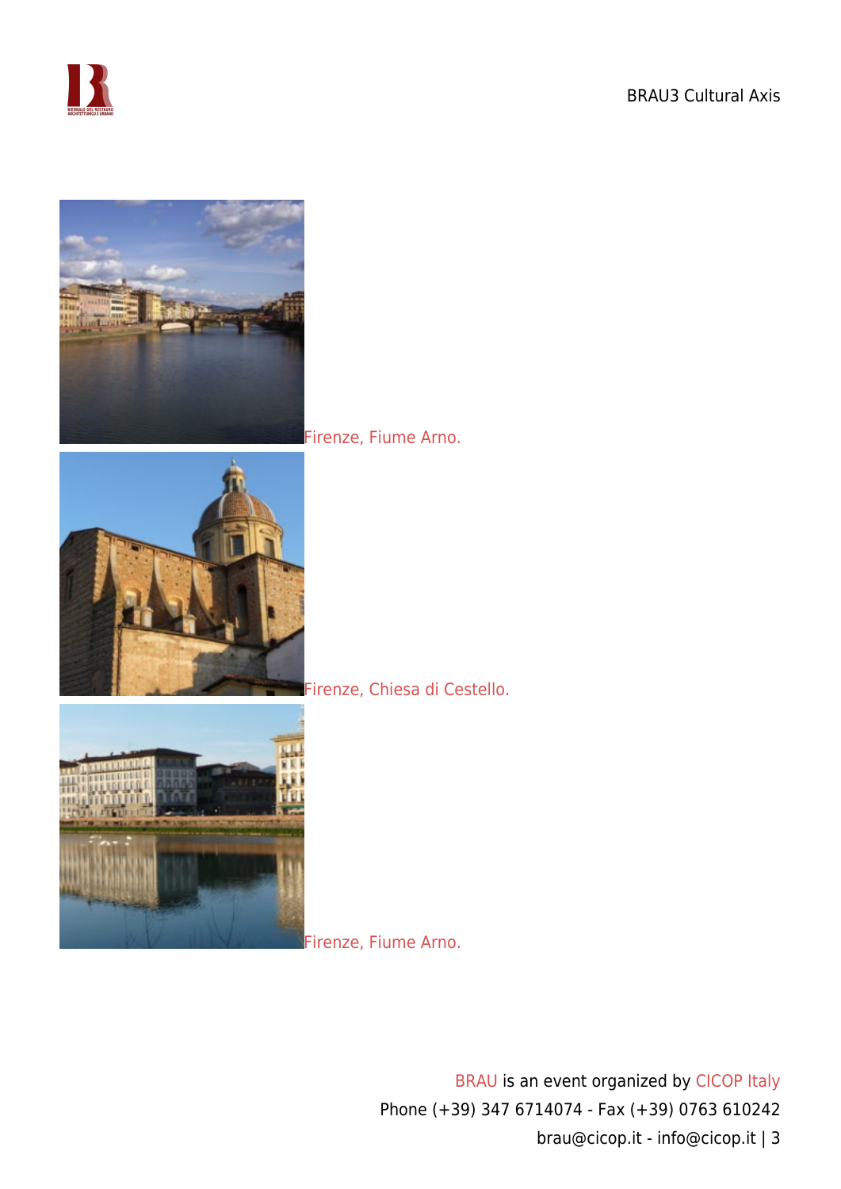Firenze, Fiume Arno.

Firenze, Chiesa di Cestello.

Firenze, Fiume Arno.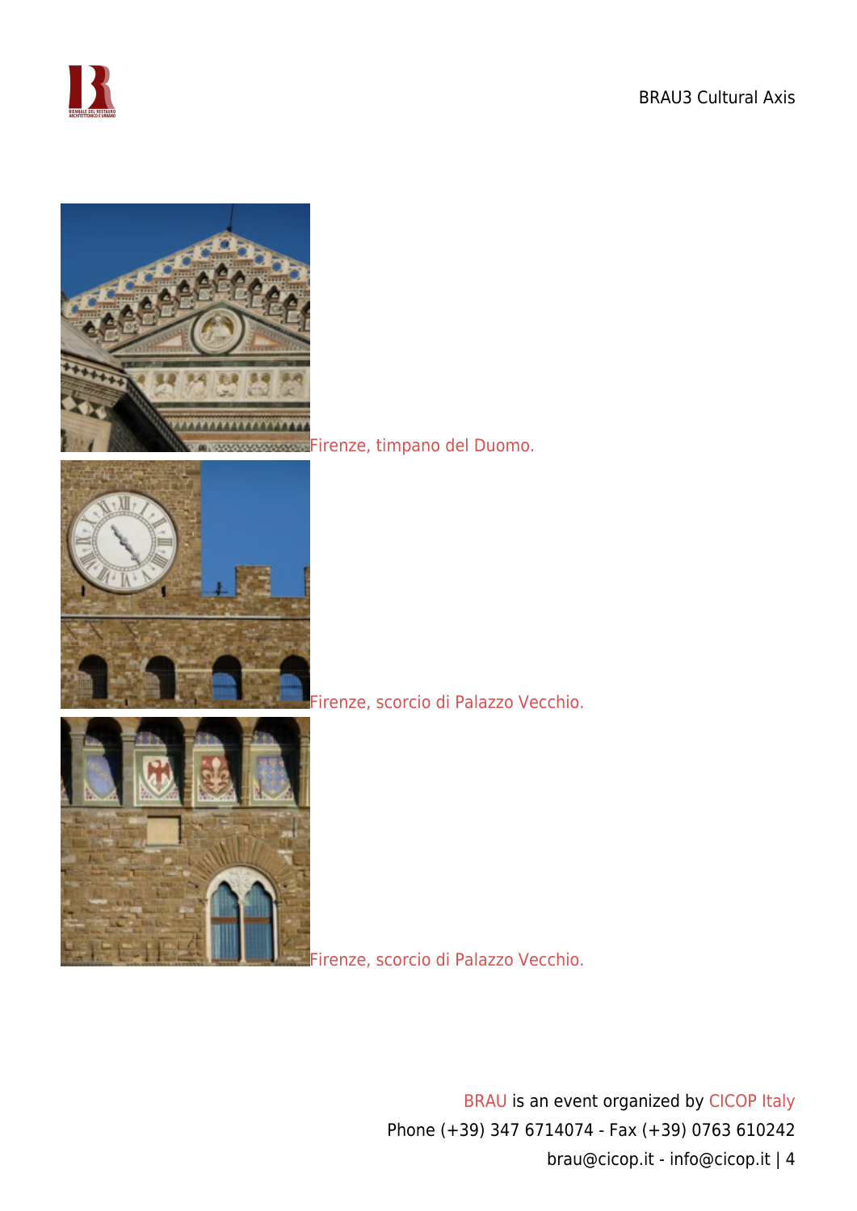Firenze, timpano del Duomo.

Firenze, scorcio di Palazzo Vecchio.

Firenze, scorcio di Palazzo Vecchio.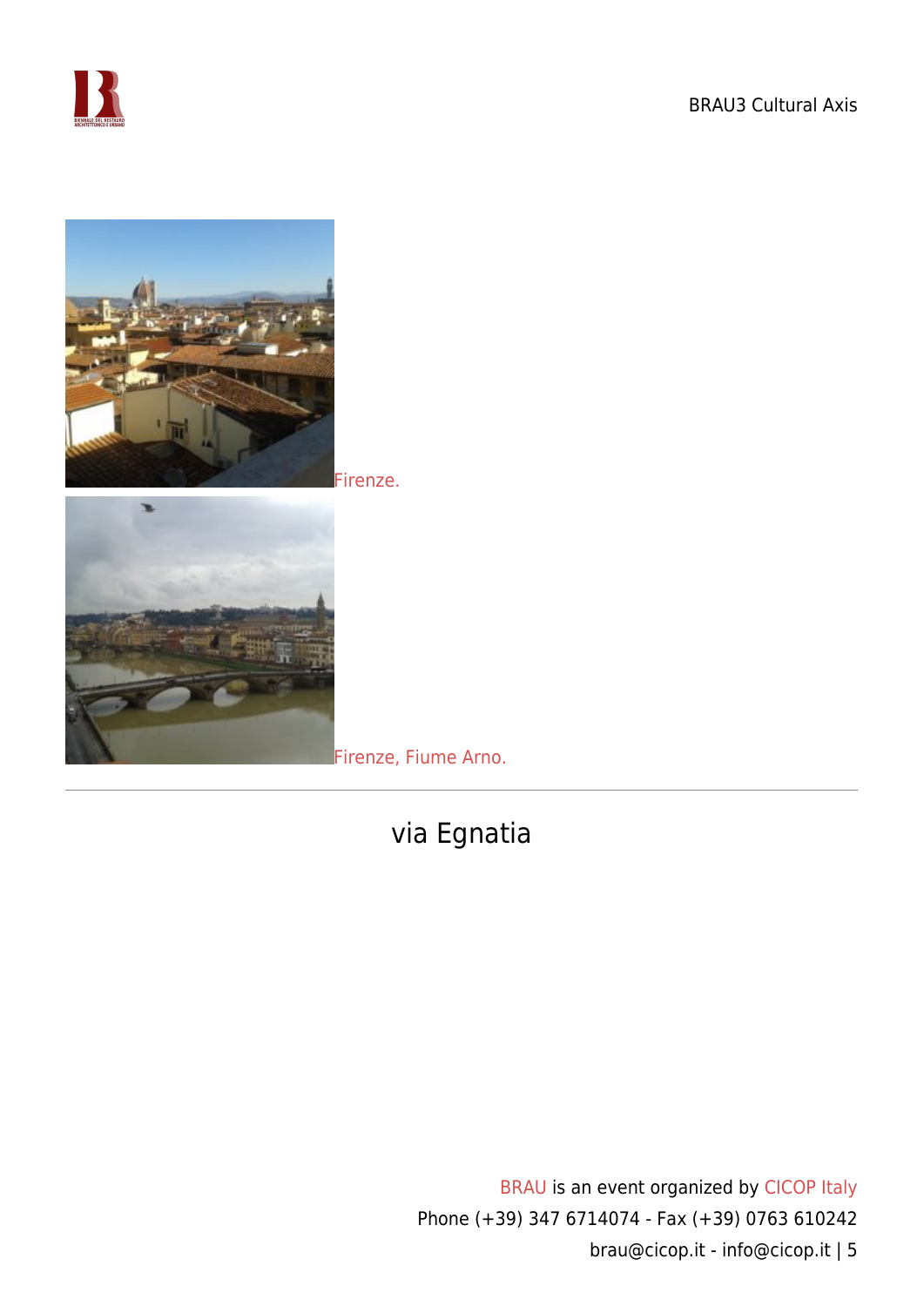Firenze.

Firenze, Fiume Arno.

---

## via Egnatia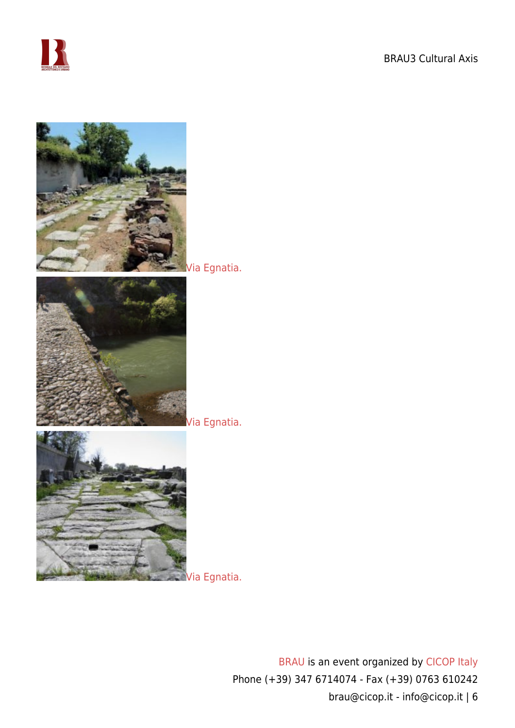Via Egnatia.

Via Egnatia.

Via Egnatia.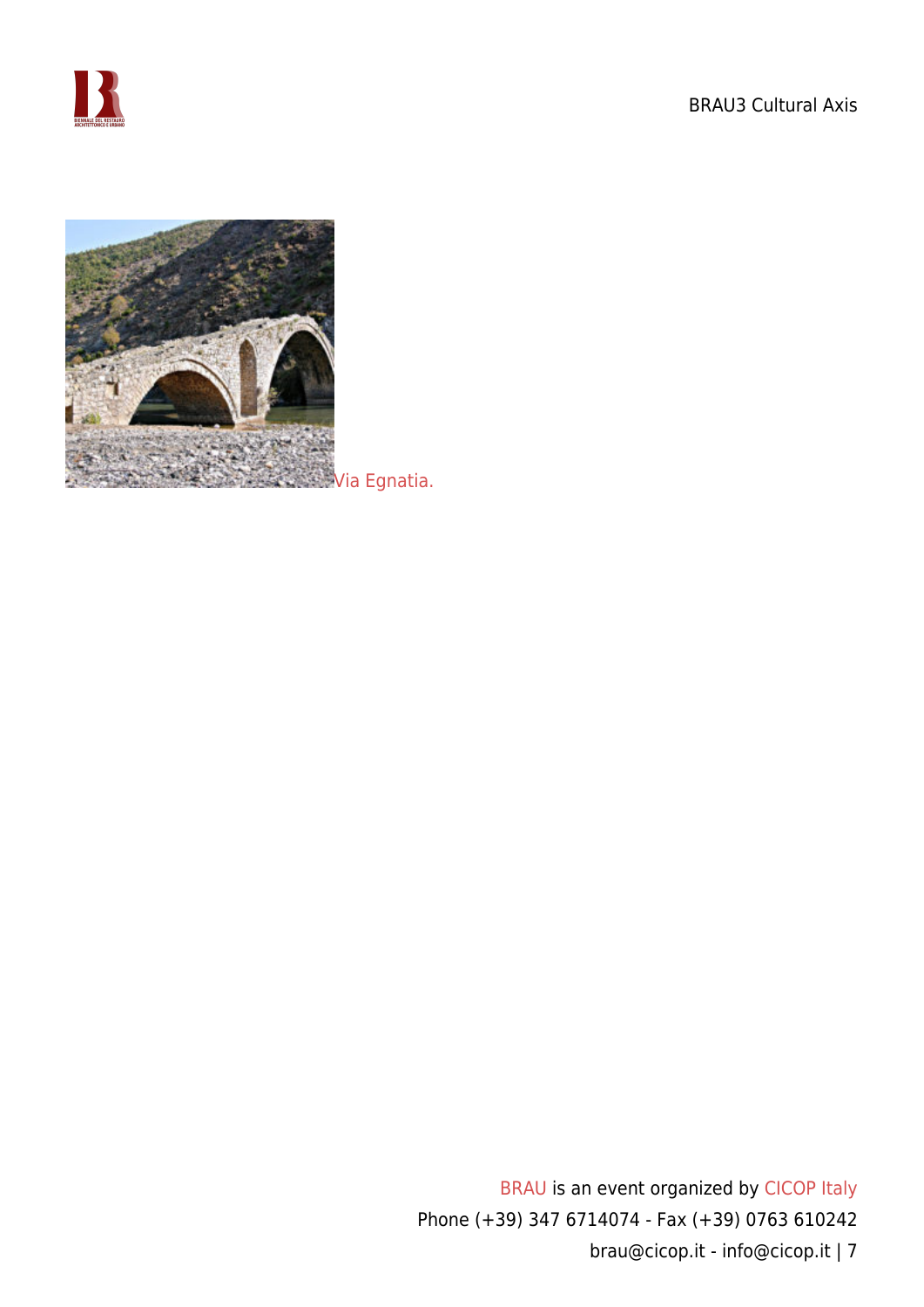Via Egnatia.